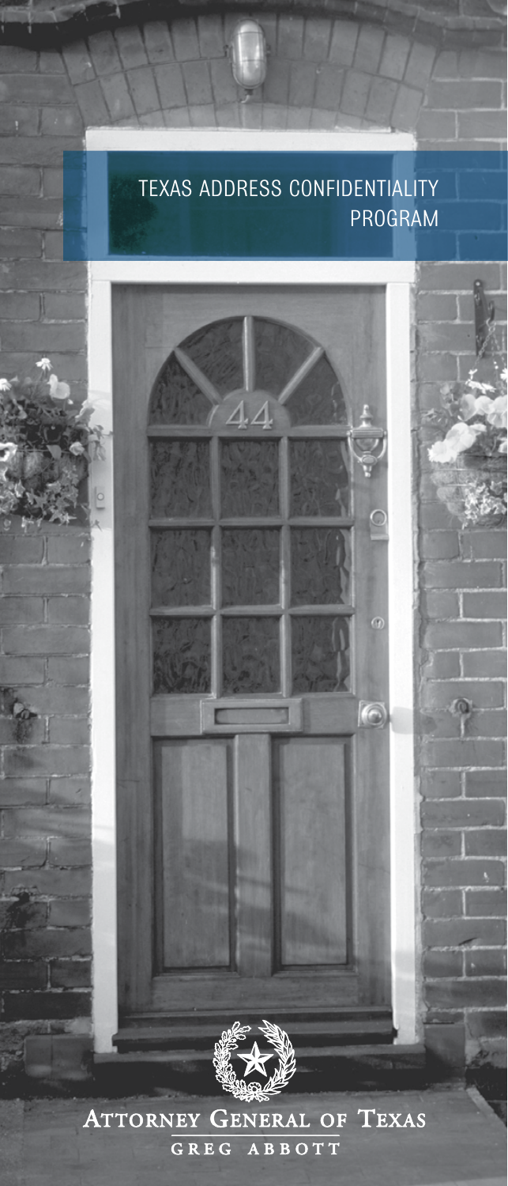# TEXAS ADDRESS CONFIDENTIALITY PROGRAM

ATTORNEY GENERAL OF TEXAS

GREG ABBOTT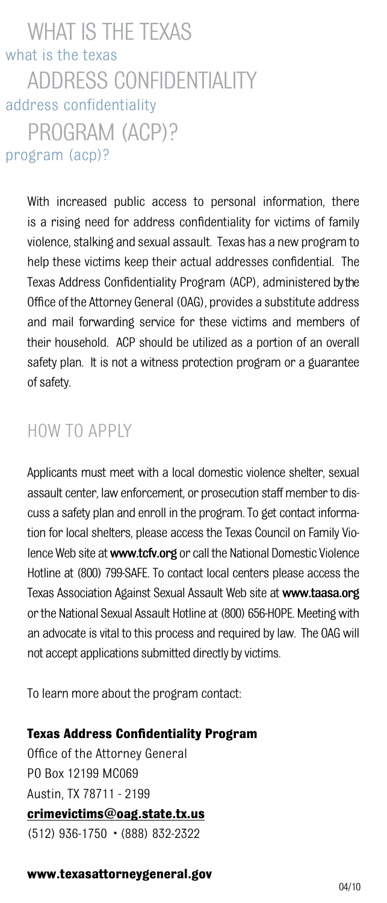# WHAT IS THE TEXAS ADDRESS CONFIDENTIALITY PROGRAM (ACP)?

what is the texas address confidentiality program (acp)?

With increased public access to personal information, there is a rising need for address confidentiality for victims of family violence, stalking and sexual assault. Texas has a new program to help these victims keep their actual addresses confidential. The Texas Address Confidentiality Program (ACP), administered by the Office of the Attorney General (OAG), provides a substitute address and mail forwarding service for these victims and members of their household. ACP should be utilized as a portion of an overall safety plan. It is not a witness protection program or a guarantee of safety.

## HOW TO APPLY

Applicants must meet with a local domestic violence shelter, sexual assault center, law enforcement, or prosecution staff member to discuss a safety plan and enroll in the program. To get contact information for local shelters, please access the Texas Council on Family Violence Web site at **www.tcfv.org** or call the National Domestic Violence Hotline at (800) 799-SAFE. To contact local centers please access the Texas Association Against Sexual Assault Web site at **www.taasa.org** or the National Sexual Assault Hotline at (800) 656-HOPE. Meeting with an advocate is vital to this process and required by law. The OAG will not accept applications submitted directly by victims.

To learn more about the program contact:

**Texas Address Confidentiality Program**
Office of the Attorney General
PO Box 12199 MC069
Austin, TX 78711 - 2199
**crimevictims@oag.state.tx.us**
(512) 936-1750 • (888) 832-2322

**www.texasattorneygeneral.gov**

04/10